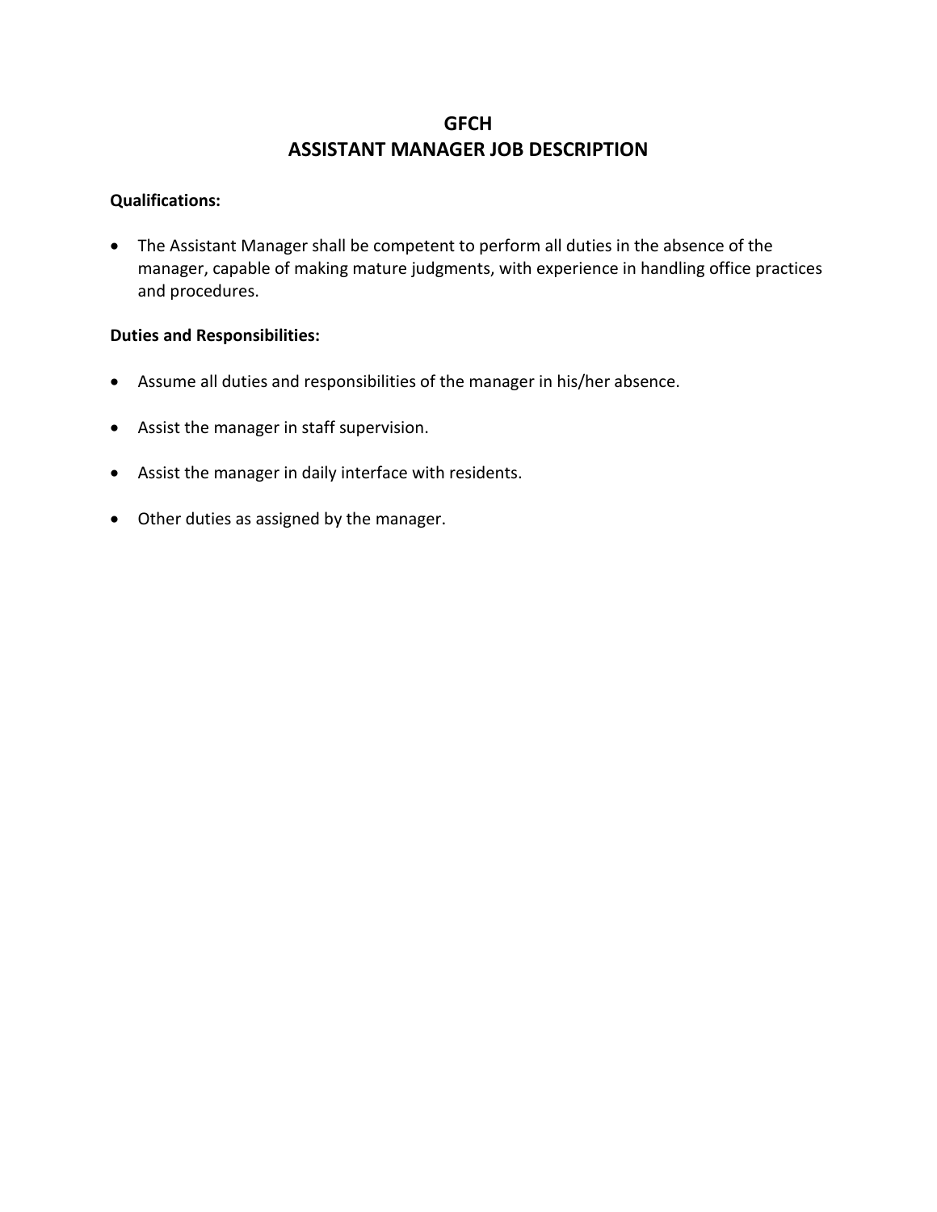# GFCH
# ASSISTANT MANAGER JOB DESCRIPTION

**Qualifications:**

- The Assistant Manager shall be competent to perform all duties in the absence of the manager, capable of making mature judgments, with experience in handling office practices and procedures.

**Duties and Responsibilities:**

- Assume all duties and responsibilities of the manager in his/her absence.
- Assist the manager in staff supervision.
- Assist the manager in daily interface with residents.
- Other duties as assigned by the manager.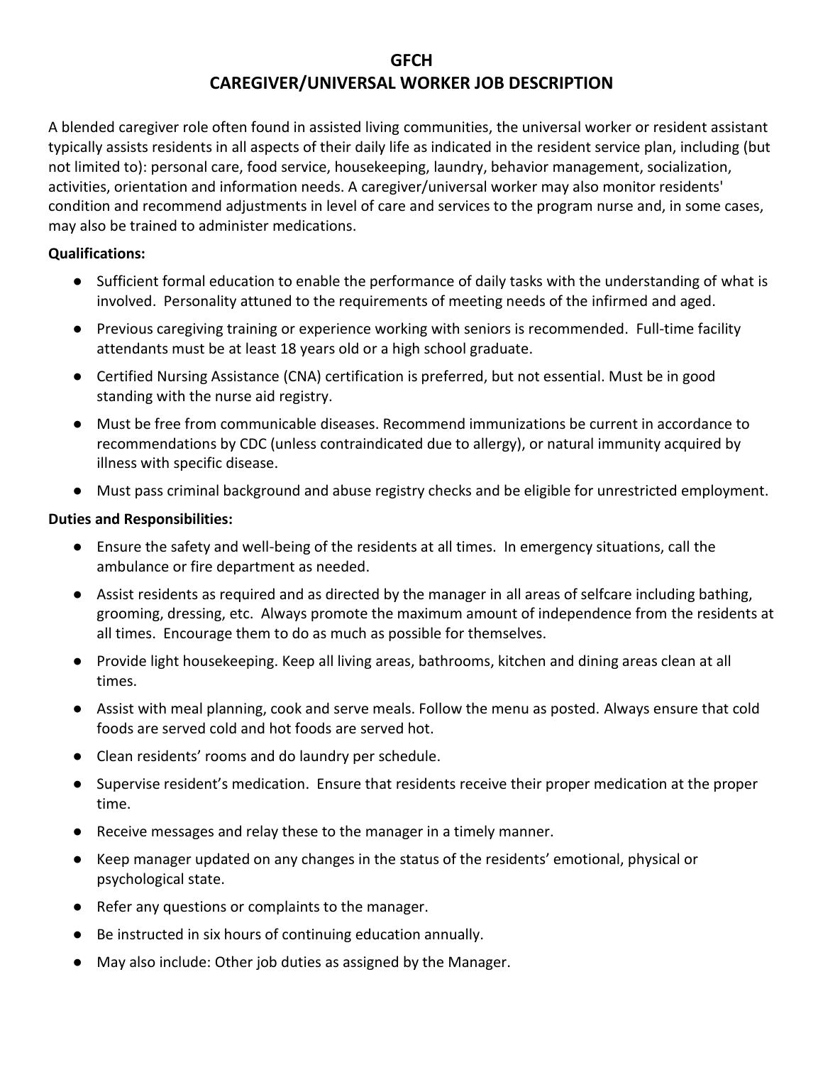# GFCH
# CAREGIVER/UNIVERSAL WORKER JOB DESCRIPTION

A blended caregiver role often found in assisted living communities, the universal worker or resident assistant typically assists residents in all aspects of their daily life as indicated in the resident service plan, including (but not limited to): personal care, food service, housekeeping, laundry, behavior management, socialization, activities, orientation and information needs. A caregiver/universal worker may also monitor residents' condition and recommend adjustments in level of care and services to the program nurse and, in some cases, may also be trained to administer medications.

**Qualifications:**

- Sufficient formal education to enable the performance of daily tasks with the understanding of what is involved. Personality attuned to the requirements of meeting needs of the infirmed and aged.
- Previous caregiving training or experience working with seniors is recommended. Full-time facility attendants must be at least 18 years old or a high school graduate.
- Certified Nursing Assistance (CNA) certification is preferred, but not essential. Must be in good standing with the nurse aid registry.
- Must be free from communicable diseases. Recommend immunizations be current in accordance to recommendations by CDC (unless contraindicated due to allergy), or natural immunity acquired by illness with specific disease.
- Must pass criminal background and abuse registry checks and be eligible for unrestricted employment.

**Duties and Responsibilities:**

- Ensure the safety and well-being of the residents at all times. In emergency situations, call the ambulance or fire department as needed.
- Assist residents as required and as directed by the manager in all areas of selfcare including bathing, grooming, dressing, etc. Always promote the maximum amount of independence from the residents at all times. Encourage them to do as much as possible for themselves.
- Provide light housekeeping. Keep all living areas, bathrooms, kitchen and dining areas clean at all times.
- Assist with meal planning, cook and serve meals. Follow the menu as posted. Always ensure that cold foods are served cold and hot foods are served hot.
- Clean residents' rooms and do laundry per schedule.
- Supervise resident's medication. Ensure that residents receive their proper medication at the proper time.
- Receive messages and relay these to the manager in a timely manner.
- Keep manager updated on any changes in the status of the residents' emotional, physical or psychological state.
- Refer any questions or complaints to the manager.
- Be instructed in six hours of continuing education annually.
- May also include: Other job duties as assigned by the Manager.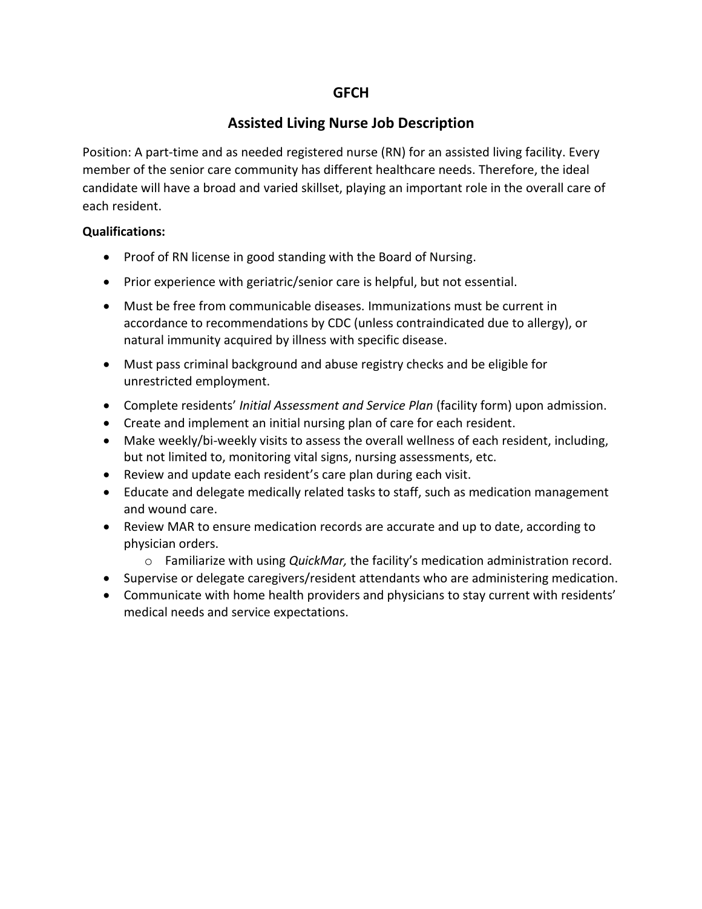# GFCH

## Assisted Living Nurse Job Description

Position: A part-time and as needed registered nurse (RN) for an assisted living facility. Every member of the senior care community has different healthcare needs. Therefore, the ideal candidate will have a broad and varied skillset, playing an important role in the overall care of each resident.

**Qualifications:**

- Proof of RN license in good standing with the Board of Nursing.
- Prior experience with geriatric/senior care is helpful, but not essential.
- Must be free from communicable diseases. Immunizations must be current in accordance to recommendations by CDC (unless contraindicated due to allergy), or natural immunity acquired by illness with specific disease.
- Must pass criminal background and abuse registry checks and be eligible for unrestricted employment.
- Complete residents' *Initial Assessment and Service Plan* (facility form) upon admission.
- Create and implement an initial nursing plan of care for each resident.
- Make weekly/bi-weekly visits to assess the overall wellness of each resident, including, but not limited to, monitoring vital signs, nursing assessments, etc.
- Review and update each resident's care plan during each visit.
- Educate and delegate medically related tasks to staff, such as medication management and wound care.
- Review MAR to ensure medication records are accurate and up to date, according to physician orders.
  - Familiarize with using *QuickMar,* the facility's medication administration record.
- Supervise or delegate caregivers/resident attendants who are administering medication.
- Communicate with home health providers and physicians to stay current with residents' medical needs and service expectations.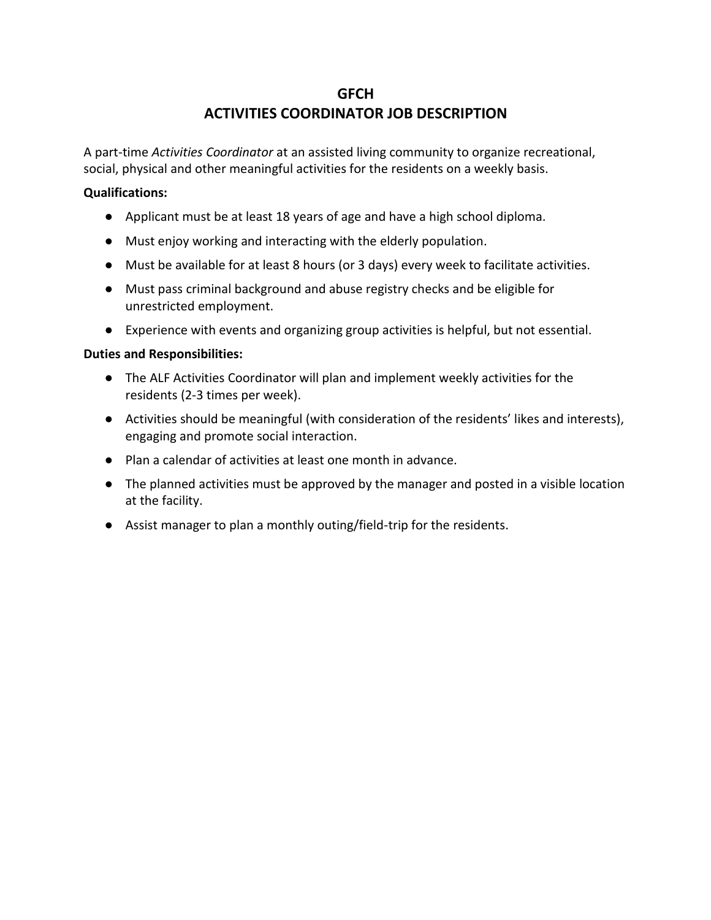# GFCH
## ACTIVITIES COORDINATOR JOB DESCRIPTION

A part-time *Activities Coordinator* at an assisted living community to organize recreational, social, physical and other meaningful activities for the residents on a weekly basis.

**Qualifications:**

- Applicant must be at least 18 years of age and have a high school diploma.
- Must enjoy working and interacting with the elderly population.
- Must be available for at least 8 hours (or 3 days) every week to facilitate activities.
- Must pass criminal background and abuse registry checks and be eligible for unrestricted employment.
- Experience with events and organizing group activities is helpful, but not essential.

**Duties and Responsibilities:**

- The ALF Activities Coordinator will plan and implement weekly activities for the residents (2-3 times per week).
- Activities should be meaningful (with consideration of the residents' likes and interests), engaging and promote social interaction.
- Plan a calendar of activities at least one month in advance.
- The planned activities must be approved by the manager and posted in a visible location at the facility.
- Assist manager to plan a monthly outing/field-trip for the residents.